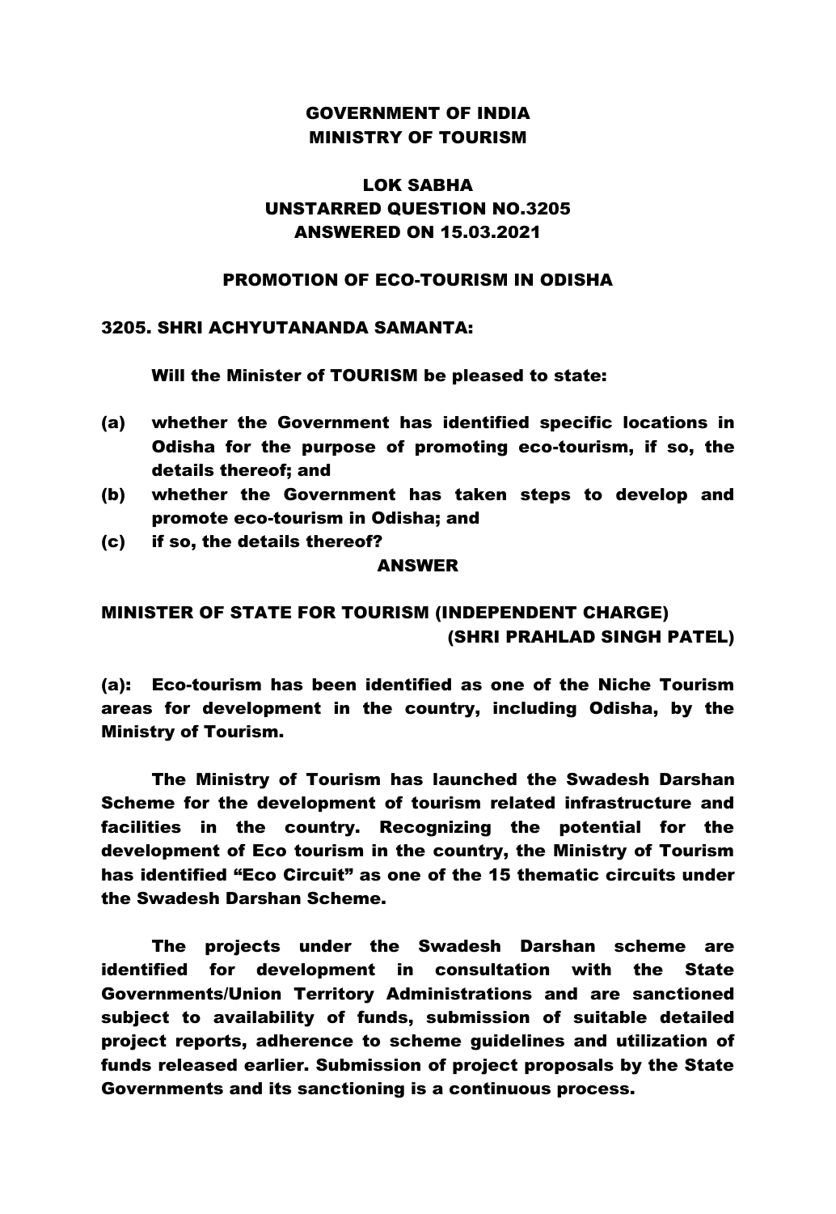# GOVERNMENT OF INDIA
# MINISTRY OF TOURISM

## LOK SABHA
## UNSTARRED QUESTION NO.3205
## ANSWERED ON 15.03.2021

### PROMOTION OF ECO-TOURISM IN ODISHA

**3205. SHRI ACHYUTANANDA SAMANTA:**

**Will the Minister of TOURISM be pleased to state:**

**(a)** **whether the Government has identified specific locations in Odisha for the purpose of promoting eco-tourism, if so, the details thereof; and**

**(b)** **whether the Government has taken steps to develop and promote eco-tourism in Odisha; and**

**(c)** **if so, the details thereof?**

**ANSWER**

**MINISTER OF STATE FOR TOURISM (INDEPENDENT CHARGE)**
**(SHRI PRAHLAD SINGH PATEL)**

**(a): Eco-tourism has been identified as one of the Niche Tourism areas for development in the country, including Odisha, by the Ministry of Tourism.**

**The Ministry of Tourism has launched the Swadesh Darshan Scheme for the development of tourism related infrastructure and facilities in the country. Recognizing the potential for the development of Eco tourism in the country, the Ministry of Tourism has identified "Eco Circuit" as one of the 15 thematic circuits under the Swadesh Darshan Scheme.**

**The projects under the Swadesh Darshan scheme are identified for development in consultation with the State Governments/Union Territory Administrations and are sanctioned subject to availability of funds, submission of suitable detailed project reports, adherence to scheme guidelines and utilization of funds released earlier. Submission of project proposals by the State Governments and its sanctioning is a continuous process.**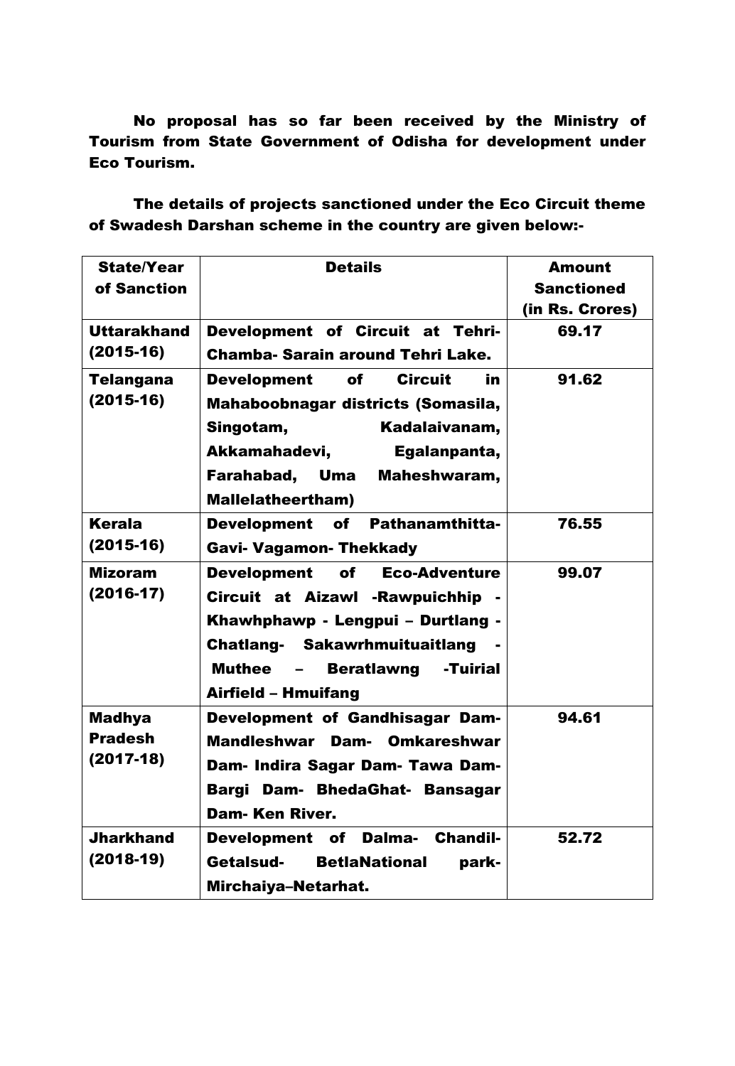**No proposal has so far been received by the Ministry of Tourism from State Government of Odisha for development under Eco Tourism.**

**The details of projects sanctioned under the Eco Circuit theme of Swadesh Darshan scheme in the country are given below:-**

| State/Year of Sanction | Details | Amount Sanctioned (in Rs. Crores) |
|---|---|---|
| **Uttarakhand (2015-16)** | **Development of Circuit at Tehri-Chamba- Sarain around Tehri Lake.** | **69.17** |
| **Telangana (2015-16)** | **Development of Circuit in Mahaboobnagar districts (Somasila, Singotam, Kadalaivanam, Akkamahadevi, Egalanpanta, Farahabad, Uma Maheshwaram, Mallelatheertham)** | **91.62** |
| **Kerala (2015-16)** | **Development of Pathanamthitta-Gavi- Vagamon- Thekkady** | **76.55** |
| **Mizoram (2016-17)** | **Development of Eco-Adventure Circuit at Aizawl -Rawpuichhip - Khawhphawp - Lengpui – Durtlang - Chatlang- Sakawrhmuituaitlang - Muthee – Beratlawng -Tuirial Airfield – Hmuifang** | **99.07** |
| **Madhya Pradesh (2017-18)** | **Development of Gandhisagar Dam- Mandleshwar Dam- Omkareshwar Dam- Indira Sagar Dam- Tawa Dam- Bargi Dam- BhedaGhat- Bansagar Dam- Ken River.** | **94.61** |
| **Jharkhand (2018-19)** | **Development of Dalma- Chandil-Getalsud- BetlaNational park-Mirchaiya–Netarhat.** | **52.72** |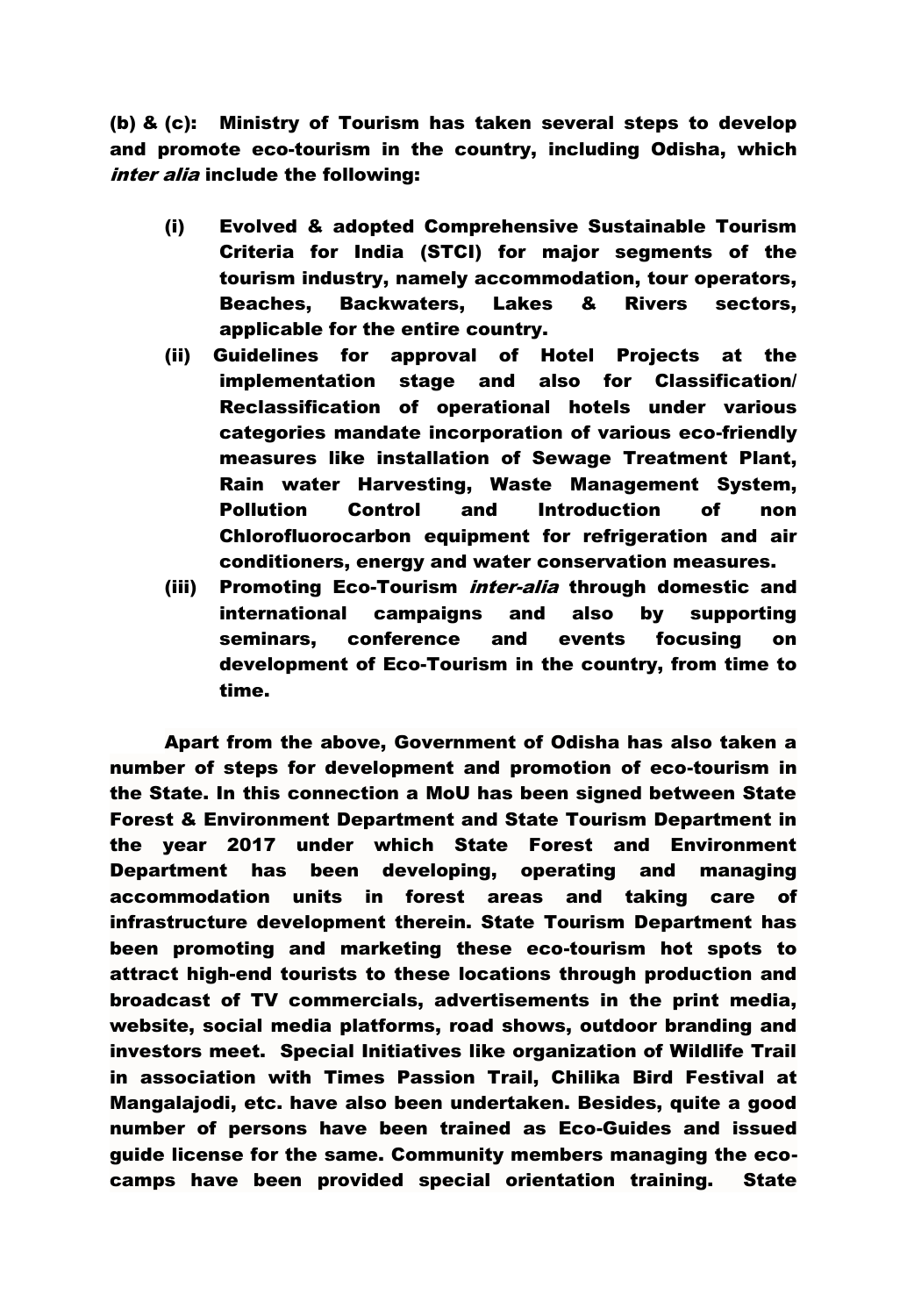**(b) & (c):** **Ministry of Tourism has taken several steps to develop and promote eco-tourism in the country, including Odisha, which *inter alia* include the following:**

- **(i)** **Evolved & adopted Comprehensive Sustainable Tourism Criteria for India (STCI) for major segments of the tourism industry, namely accommodation, tour operators, Beaches, Backwaters, Lakes & Rivers sectors, applicable for the entire country.**
- **(ii)** **Guidelines for approval of Hotel Projects at the implementation stage and also for Classification/ Reclassification of operational hotels under various categories mandate incorporation of various eco-friendly measures like installation of Sewage Treatment Plant, Rain water Harvesting, Waste Management System, Pollution Control and Introduction of non Chlorofluorocarbon equipment for refrigeration and air conditioners, energy and water conservation measures.**
- **(iii)** **Promoting Eco-Tourism *inter-alia* through domestic and international campaigns and also by supporting seminars, conference and events focusing on development of Eco-Tourism in the country, from time to time.**

**Apart from the above, Government of Odisha has also taken a number of steps for development and promotion of eco-tourism in the State. In this connection a MoU has been signed between State Forest & Environment Department and State Tourism Department in the year 2017 under which State Forest and Environment Department has been developing, operating and managing accommodation units in forest areas and taking care of infrastructure development therein. State Tourism Department has been promoting and marketing these eco-tourism hot spots to attract high-end tourists to these locations through production and broadcast of TV commercials, advertisements in the print media, website, social media platforms, road shows, outdoor branding and investors meet. Special Initiatives like organization of Wildlife Trail in association with Times Passion Trail, Chilika Bird Festival at Mangalajodi, etc. have also been undertaken. Besides, quite a good number of persons have been trained as Eco-Guides and issued guide license for the same. Community members managing the eco-camps have been provided special orientation training. State**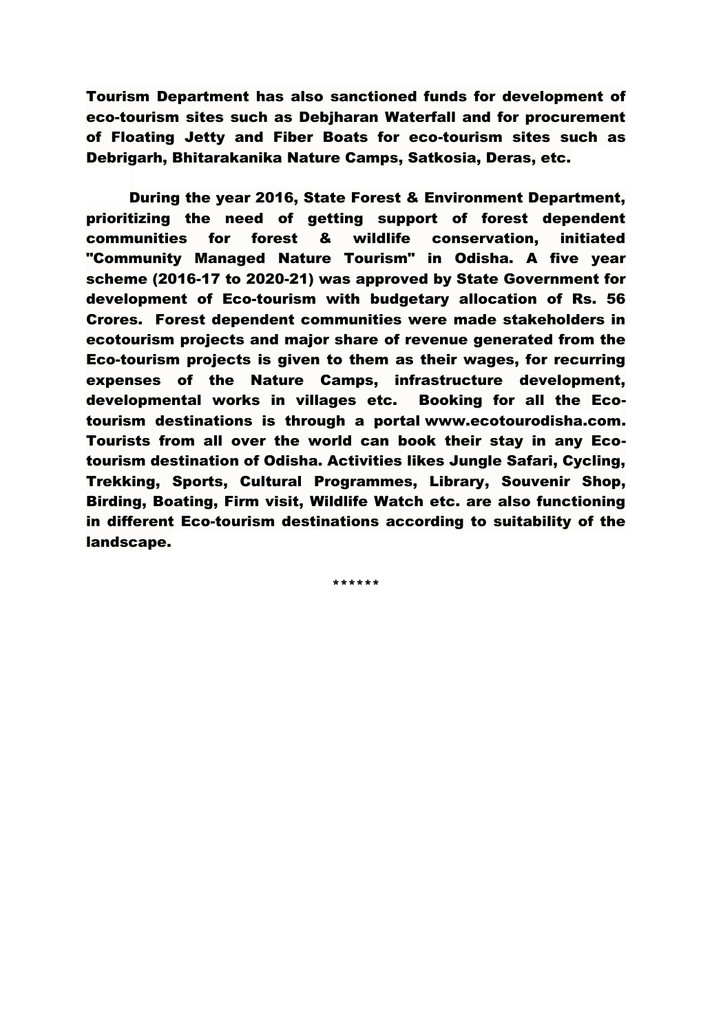**Tourism Department has also sanctioned funds for development of eco-tourism sites such as Debjharan Waterfall and for procurement of Floating Jetty and Fiber Boats for eco-tourism sites such as Debrigarh, Bhitarakanika Nature Camps, Satkosia, Deras, etc.**

**During the year 2016, State Forest & Environment Department, prioritizing the need of getting support of forest dependent communities for forest & wildlife conservation, initiated "Community Managed Nature Tourism" in Odisha. A five year scheme (2016-17 to 2020-21) was approved by State Government for development of Eco-tourism with budgetary allocation of Rs. 56 Crores. Forest dependent communities were made stakeholders in ecotourism projects and major share of revenue generated from the Eco-tourism projects is given to them as their wages, for recurring expenses of the Nature Camps, infrastructure development, developmental works in villages etc. Booking for all the Eco-tourism destinations is through a portal www.ecotourodisha.com. Tourists from all over the world can book their stay in any Eco-tourism destination of Odisha. Activities likes Jungle Safari, Cycling, Trekking, Sports, Cultural Programmes, Library, Souvenir Shop, Birding, Boating, Firm visit, Wildlife Watch etc. are also functioning in different Eco-tourism destinations according to suitability of the landscape.**

******